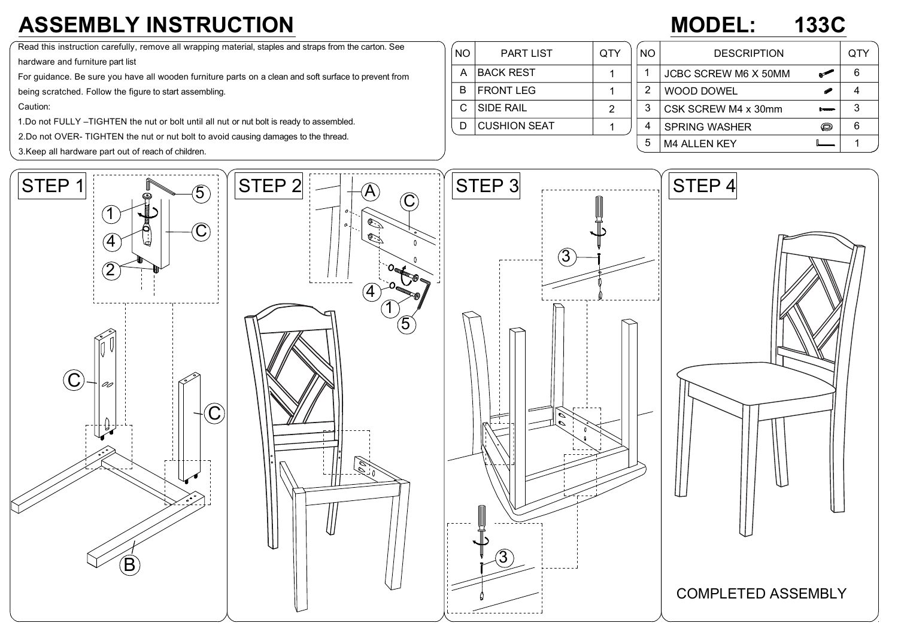# ASSEMBLY INSTRUCTION

# MODEL: 133C

Read this instruction carefully, remove all wrapping material, staples and straps from the carton. See hardware and furniture part list

For guidance. Be sure you have all wooden furniture parts on a clean and soft surface to prevent from being scratched. Follow the figure to start assembling.

Caution:

1.Do not FULLY –TIGHTEN the nut or bolt until all nut or nut bolt is ready to assembled.

2.Do not OVER- TIGHTEN the nut or nut bolt to avoid causing damages to the thread.

3.Keep all hardware part out of reach of children.

| NO | PART LIST | QTY |
|---|---|---|
| A | BACK REST | 1 |
| B | FRONT LEG | 1 |
| C | SIDE RAIL | 2 |
| D | CUSHION SEAT | 1 |

| NO | DESCRIPTION | QTY |
|---|---|---|
| 1 | JCBC SCREW M6 X 50MM | 6 |
| 2 | WOOD DOWEL | 4 |
| 3 | CSK SCREW M4 x 30mm | 3 |
| 4 | SPRING WASHER | 6 |
| 5 | M4 ALLEN KEY | 1 |

STEP 1

STEP 2

STEP 3

STEP 4

COMPLETED ASSEMBLY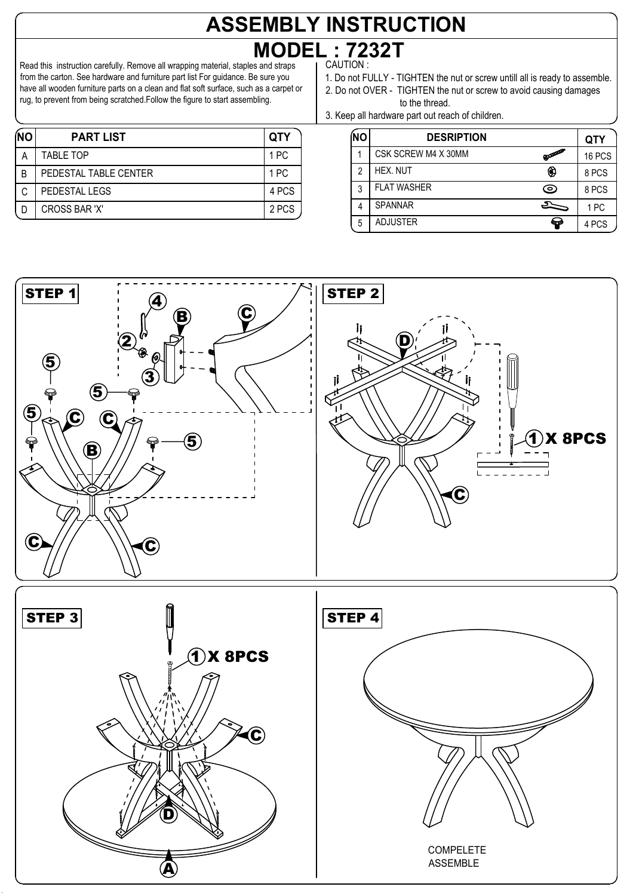# ASSEMBLY INSTRUCTION

## MODEL : 7232T

Read this instruction carefully. Remove all wrapping material, staples and straps from the carton. See hardware and furniture part list For guidance. Be sure you have all wooden furniture parts on a clean and flat soft surface, such as a carpet or rug, to prevent from being scratched.Follow the figure to start assembling.

CAUTION :

1. Do not FULLY - TIGHTEN the nut or screw untill all is ready to assemble.
2. Do not OVER - TIGHTEN the nut or screw to avoid causing damages to the thread.
3. Keep all hardware part out reach of children.

| NO | PART LIST | QTY |
|---|---|---|
| A | TABLE TOP | 1 PC |
| B | PEDESTAL TABLE CENTER | 1 PC |
| C | PEDESTAL LEGS | 4 PCS |
| D | CROSS BAR 'X' | 2 PCS |

| NO | DESRIPTION | QTY |
|---|---|---|
| 1 | CSK SCREW M4 X 30MM | 16 PCS |
| 2 | HEX. NUT | 8 PCS |
| 3 | FLAT WASHER | 8 PCS |
| 4 | SPANNAR | 1 PC |
| 5 | ADJUSTER | 4 PCS |

**STEP 1**

4, B, C, 2, 3, 5, 5, 5, C, C, 5, B, C, C

**STEP 2**

D, 1 X 8PCS, C

**STEP 3**

1 X 8PCS, C, D, A

**STEP 4**

COMPELETE ASSEMBLE